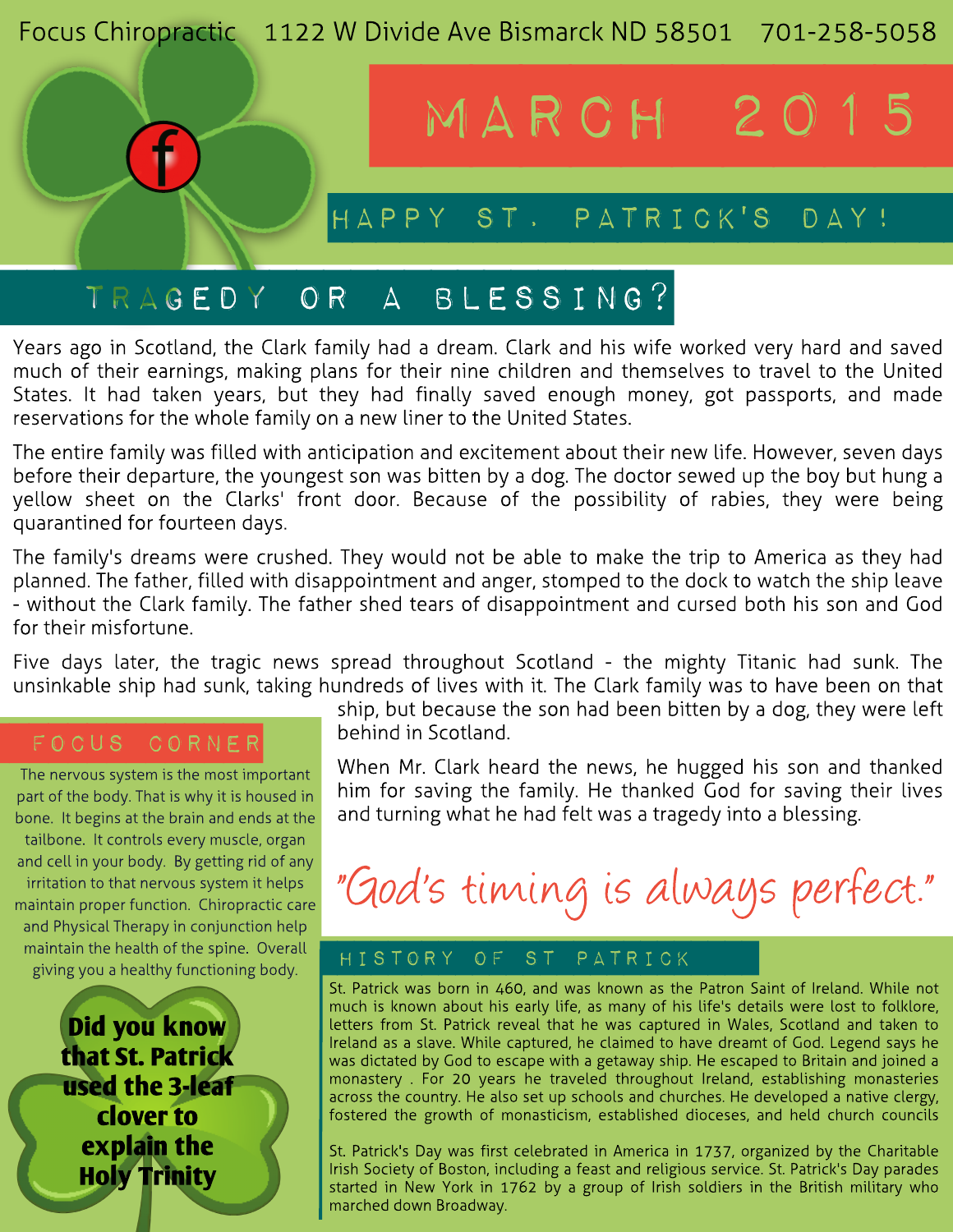Focus Chiropractic 1122 W Divide Ave Bismarck ND 58501 701-258-5058

# MARCH 2015

## HAPPY ST. PATRICK'S DAY!

## TRAGEDY OR A BLESSING?

Years ago in Scotland, the Clark family had a dream. Clark and his wife worked very hard and saved much of their earnings, making plans for their nine children and themselves to travel to the United States. It had taken years, but they had finally saved enough money, got passports, and made reservations for the whole family on a new liner to the United States.

The entire family was filled with anticipation and excitement about their new life. However, seven days before their departure, the youngest son was bitten by a dog. The doctor sewed up the boy but hung a yellow sheet on the Clarks' front door. Because of the possibility of rabies, they were being quarantined for fourteen days.

The family's dreams were crushed. They would not be able to make the trip to America as they had planned. The father, filled with disappointment and anger, stomped to the dock to watch the ship leave - without the Clark family. The father shed tears of disappointment and cursed both his son and God for their misfortune.

Five days later, the tragic news spread throughout Scotland - the mighty Titanic had sunk. The unsinkable ship had sunk, taking hundreds of lives with it. The Clark family was to have been on that ship, but because the son had been bitten by a dog, they were left behind in Scotland.

When Mr. Clark heard the news, he hugged his son and thanked him for saving the family. He thanked God for saving their lives and turning what he had felt was a tragedy into a blessing.

*"God's timing is always perfect."*

## FOCUS CORNER

The nervous system is the most important part of the body. That is why it is housed in bone. It begins at the brain and ends at the tailbone. It controls every muscle, organ and cell in your body. By getting rid of any irritation to that nervous system it helps maintain proper function. Chiropractic care and Physical Therapy in conjunction help maintain the health of the spine. Overall giving you a healthy functioning body.

**Did you know that St. Patrick used the 3-leaf clover to explain the Holy Trinity**

## HISTORY OF ST PATRICK

St. Patrick was born in 460, and was known as the Patron Saint of Ireland. While not much is known about his early life, as many of his life's details were lost to folklore, letters from St. Patrick reveal that he was captured in Wales, Scotland and taken to Ireland as a slave. While captured, he claimed to have dreamt of God. Legend says he was dictated by God to escape with a getaway ship. He escaped to Britain and joined a monastery . For 20 years he traveled throughout Ireland, establishing monasteries across the country. He also set up schools and churches. He developed a native clergy, fostered the growth of monasticism, established dioceses, and held church councils

St. Patrick's Day was first celebrated in America in 1737, organized by the Charitable Irish Society of Boston, including a feast and religious service. St. Patrick's Day parades started in New York in 1762 by a group of Irish soldiers in the British military who marched down Broadway.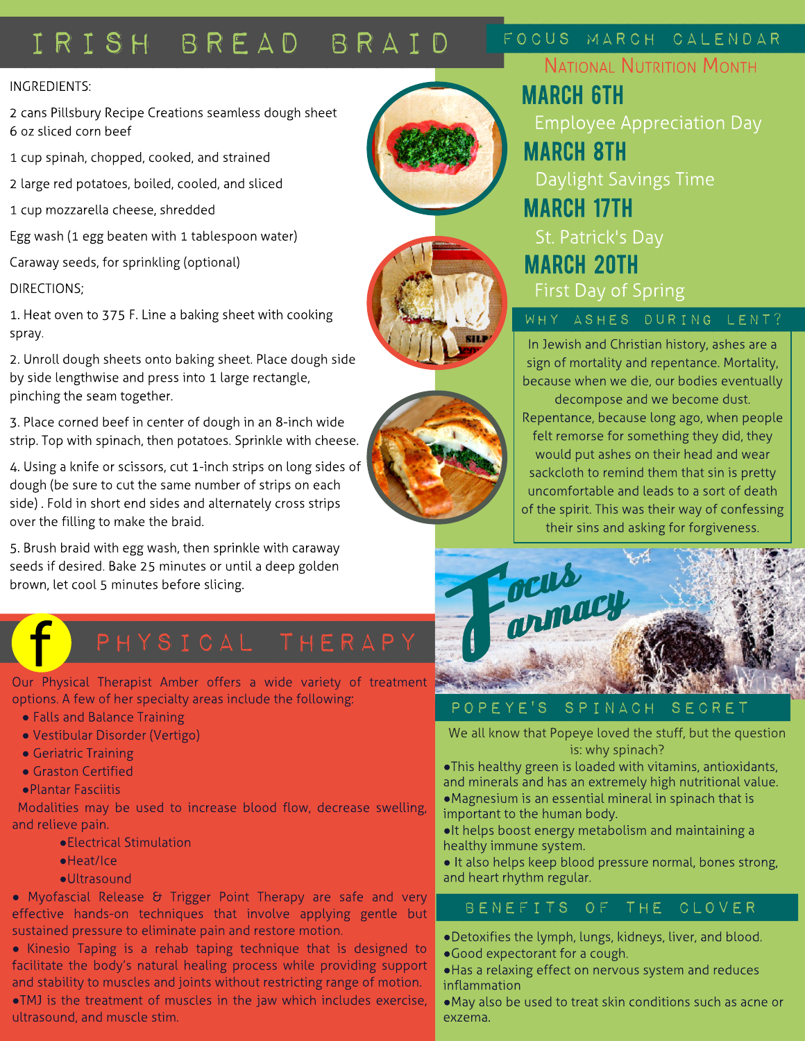# IRISH BREAD BRAID

INGREDIENTS:

2 cans Pillsbury Recipe Creations seamless dough sheet
6 oz sliced corn beef

1 cup spinah, chopped, cooked, and strained

2 large red potatoes, boiled, cooled, and sliced

1 cup mozzarella cheese, shredded

Egg wash (1 egg beaten with 1 tablespoon water)

Caraway seeds, for sprinkling (optional)

DIRECTIONS;

1. Heat oven to 375 F. Line a baking sheet with cooking spray.
2. Unroll dough sheets onto baking sheet. Place dough side by side lengthwise and press into 1 large rectangle, pinching the seam together.
3. Place corned beef in center of dough in an 8-inch wide strip. Top with spinach, then potatoes. Sprinkle with cheese.
4. Using a knife or scissors, cut 1-inch strips on long sides of dough (be sure to cut the same number of strips on each side) . Fold in short end sides and alternately cross strips over the filling to make the braid.
5. Brush braid with egg wash, then sprinkle with caraway seeds if desired. Bake 25 minutes or until a deep golden brown, let cool 5 minutes before slicing.

# PHYSICAL THERAPY

Our Physical Therapist Amber offers a wide variety of treatment options. A few of her specialty areas include the following:

- Falls and Balance Training
- Vestibular Disorder (Vertigo)
- Geriatric Training
- Graston Certified
- Plantar Fasciitis

Modalities may be used to increase blood flow, decrease swelling, and relieve pain.

- Electrical Stimulation
- Heat/Ice
- Ultrasound

- Myofascial Release & Trigger Point Therapy are safe and very effective hands-on techniques that involve applying gentle but sustained pressure to eliminate pain and restore motion.
- Kinesio Taping is a rehab taping technique that is designed to facilitate the body's natural healing process while providing support and stability to muscles and joints without restricting range of motion.
- TMJ is the treatment of muscles in the jaw which includes exercise, ultrasound, and muscle stim.

# FOCUS MARCH CALENDAR

National Nutrition Month

**MARCH 6TH**
Employee Appreciation Day

**MARCH 8TH**
Daylight Savings Time

**MARCH 17TH**
St. Patrick's Day

**MARCH 20TH**
First Day of Spring

## WHY ASHES DURING LENT?

In Jewish and Christian history, ashes are a sign of mortality and repentance. Mortality, because when we die, our bodies eventually decompose and we become dust. Repentance, because long ago, when people felt remorse for something they did, they would put ashes on their head and wear sackcloth to remind them that sin is pretty uncomfortable and leads to a sort of death of the spirit. This was their way of confessing their sins and asking for forgiveness.

Focus Farmacy

## POPEYE'S SPINACH SECRET

We all know that Popeye loved the stuff, but the question is: why spinach?

- This healthy green is loaded with vitamins, antioxidants, and minerals and has an extremely high nutritional value.
- Magnesium is an essential mineral in spinach that is important to the human body.
- It helps boost energy metabolism and maintaining a healthy immune system.
- It also helps keep blood pressure normal, bones strong, and heart rhythm regular.

## BENEFITS OF THE CLOVER

- Detoxifies the lymph, lungs, kidneys, liver, and blood.
- Good expectorant for a cough.
- Has a relaxing effect on nervous system and reduces inflammation
- May also be used to treat skin conditions such as acne or exzema.